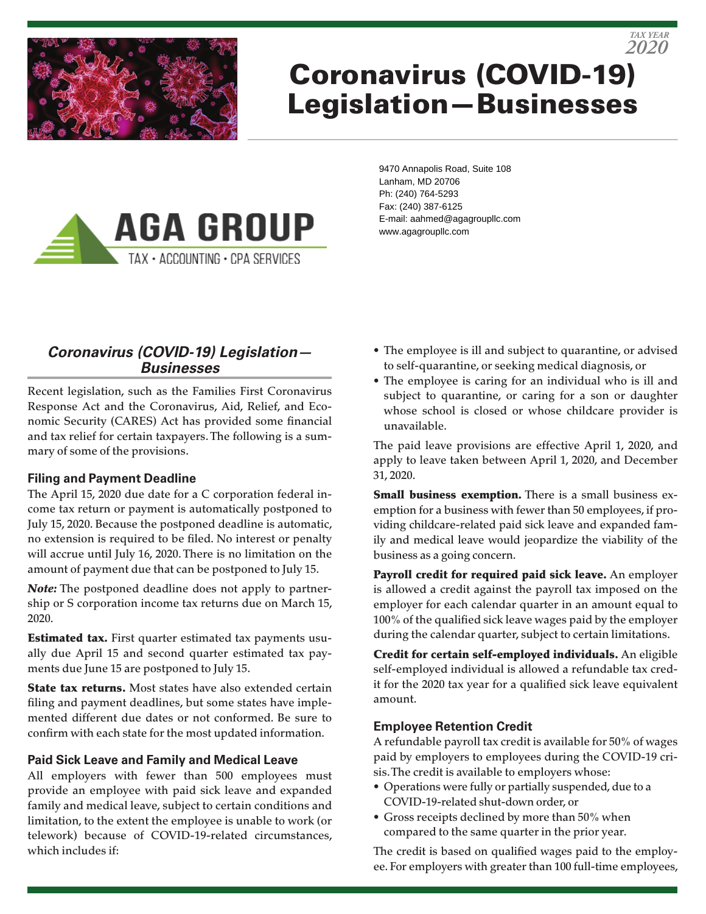TAX YEAR 2020

# Coronavirus (COVID-19) Legislation—Businesses

AGA GROUP
TAX • ACCOUNTING • CPA SERVICES

9470 Annapolis Road, Suite 108
Lanham, MD 20706
Ph: (240) 764-5293
Fax: (240) 387-6125
E-mail: aahmed@agagroupllc.com
www.agagroupllc.com

## *Coronavirus (COVID-19) Legislation—Businesses*

Recent legislation, such as the Families First Coronavirus Response Act and the Coronavirus, Aid, Relief, and Economic Security (CARES) Act has provided some financial and tax relief for certain taxpayers. The following is a summary of some of the provisions.

### Filing and Payment Deadline

The April 15, 2020 due date for a C corporation federal income tax return or payment is automatically postponed to July 15, 2020. Because the postponed deadline is automatic, no extension is required to be filed. No interest or penalty will accrue until July 16, 2020. There is no limitation on the amount of payment due that can be postponed to July 15.

***Note:*** The postponed deadline does not apply to partnership or S corporation income tax returns due on March 15, 2020.

**Estimated tax.** First quarter estimated tax payments usually due April 15 and second quarter estimated tax payments due June 15 are postponed to July 15.

**State tax returns.** Most states have also extended certain filing and payment deadlines, but some states have implemented different due dates or not conformed. Be sure to confirm with each state for the most updated information.

### Paid Sick Leave and Family and Medical Leave

All employers with fewer than 500 employees must provide an employee with paid sick leave and expanded family and medical leave, subject to certain conditions and limitation, to the extent the employee is unable to work (or telework) because of COVID-19-related circumstances, which includes if:

- The employee is ill and subject to quarantine, or advised to self-quarantine, or seeking medical diagnosis, or
- The employee is caring for an individual who is ill and subject to quarantine, or caring for a son or daughter whose school is closed or whose childcare provider is unavailable.

The paid leave provisions are effective April 1, 2020, and apply to leave taken between April 1, 2020, and December 31, 2020.

**Small business exemption.** There is a small business exemption for a business with fewer than 50 employees, if providing childcare-related paid sick leave and expanded family and medical leave would jeopardize the viability of the business as a going concern.

**Payroll credit for required paid sick leave.** An employer is allowed a credit against the payroll tax imposed on the employer for each calendar quarter in an amount equal to 100% of the qualified sick leave wages paid by the employer during the calendar quarter, subject to certain limitations.

**Credit for certain self-employed individuals.** An eligible self-employed individual is allowed a refundable tax credit for the 2020 tax year for a qualified sick leave equivalent amount.

### Employee Retention Credit

A refundable payroll tax credit is available for 50% of wages paid by employers to employees during the COVID-19 crisis. The credit is available to employers whose:

- Operations were fully or partially suspended, due to a COVID-19-related shut-down order, or
- Gross receipts declined by more than 50% when compared to the same quarter in the prior year.

The credit is based on qualified wages paid to the employee. For employers with greater than 100 full-time employees,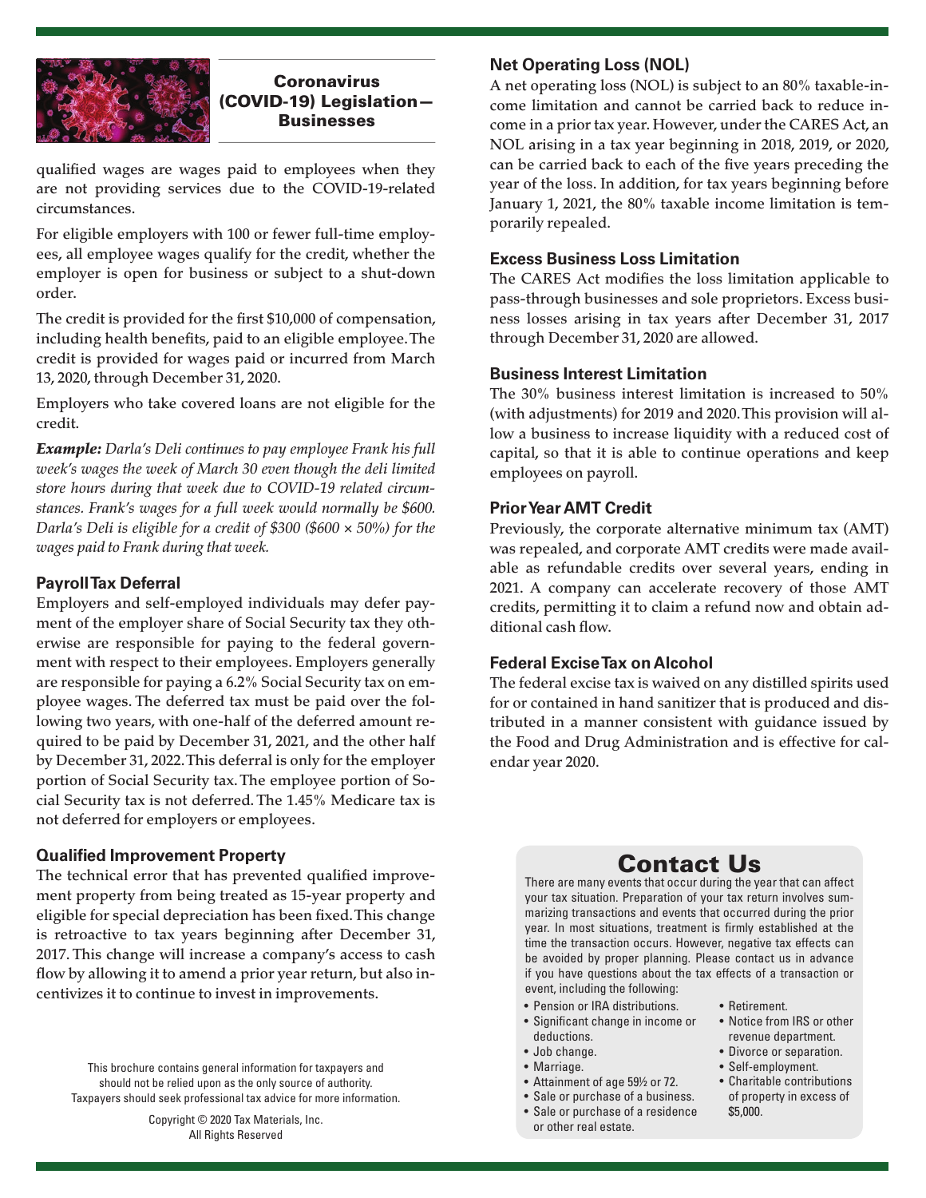## Coronavirus (COVID-19) Legislation—Businesses

qualified wages are wages paid to employees when they are not providing services due to the COVID-19-related circumstances.

For eligible employers with 100 or fewer full-time employees, all employee wages qualify for the credit, whether the employer is open for business or subject to a shut-down order.

The credit is provided for the first $10,000 of compensation, including health benefits, paid to an eligible employee. The credit is provided for wages paid or incurred from March 13, 2020, through December 31, 2020.

Employers who take covered loans are not eligible for the credit.

***Example:*** *Darla's Deli continues to pay employee Frank his full week's wages the week of March 30 even though the deli limited store hours during that week due to COVID-19 related circumstances. Frank's wages for a full week would normally be $600. Darla's Deli is eligible for a credit of $300 ($600 × 50%) for the wages paid to Frank during that week.*

### Payroll Tax Deferral

Employers and self-employed individuals may defer payment of the employer share of Social Security tax they otherwise are responsible for paying to the federal government with respect to their employees. Employers generally are responsible for paying a 6.2% Social Security tax on employee wages. The deferred tax must be paid over the following two years, with one-half of the deferred amount required to be paid by December 31, 2021, and the other half by December 31, 2022. This deferral is only for the employer portion of Social Security tax. The employee portion of Social Security tax is not deferred. The 1.45% Medicare tax is not deferred for employers or employees.

### Qualified Improvement Property

The technical error that has prevented qualified improvement property from being treated as 15-year property and eligible for special depreciation has been fixed. This change is retroactive to tax years beginning after December 31, 2017. This change will increase a company's access to cash flow by allowing it to amend a prior year return, but also incentivizes it to continue to invest in improvements.

### Net Operating Loss (NOL)

A net operating loss (NOL) is subject to an 80% taxable-income limitation and cannot be carried back to reduce income in a prior tax year. However, under the CARES Act, an NOL arising in a tax year beginning in 2018, 2019, or 2020, can be carried back to each of the five years preceding the year of the loss. In addition, for tax years beginning before January 1, 2021, the 80% taxable income limitation is temporarily repealed.

### Excess Business Loss Limitation

The CARES Act modifies the loss limitation applicable to pass-through businesses and sole proprietors. Excess business losses arising in tax years after December 31, 2017 through December 31, 2020 are allowed.

### Business Interest Limitation

The 30% business interest limitation is increased to 50% (with adjustments) for 2019 and 2020. This provision will allow a business to increase liquidity with a reduced cost of capital, so that it is able to continue operations and keep employees on payroll.

### Prior Year AMT Credit

Previously, the corporate alternative minimum tax (AMT) was repealed, and corporate AMT credits were made available as refundable credits over several years, ending in 2021. A company can accelerate recovery of those AMT credits, permitting it to claim a refund now and obtain additional cash flow.

### Federal Excise Tax on Alcohol

The federal excise tax is waived on any distilled spirits used for or contained in hand sanitizer that is produced and distributed in a manner consistent with guidance issued by the Food and Drug Administration and is effective for calendar year 2020.

## Contact Us

There are many events that occur during the year that can affect your tax situation. Preparation of your tax return involves summarizing transactions and events that occurred during the prior year. In most situations, treatment is firmly established at the time the transaction occurs. However, negative tax effects can be avoided by proper planning. Please contact us in advance if you have questions about the tax effects of a transaction or event, including the following:

- Pension or IRA distributions.
- Significant change in income or deductions.
- Job change.
- Marriage.
- Attainment of age 59½ or 72.
- Sale or purchase of a business.
- Sale or purchase of a residence or other real estate.
- Retirement.
- Notice from IRS or other revenue department.
- Divorce or separation.
- Self-employment.
- Charitable contributions of property in excess of $5,000.

This brochure contains general information for taxpayers and should not be relied upon as the only source of authority. Taxpayers should seek professional tax advice for more information.

Copyright © 2020 Tax Materials, Inc.
All Rights Reserved